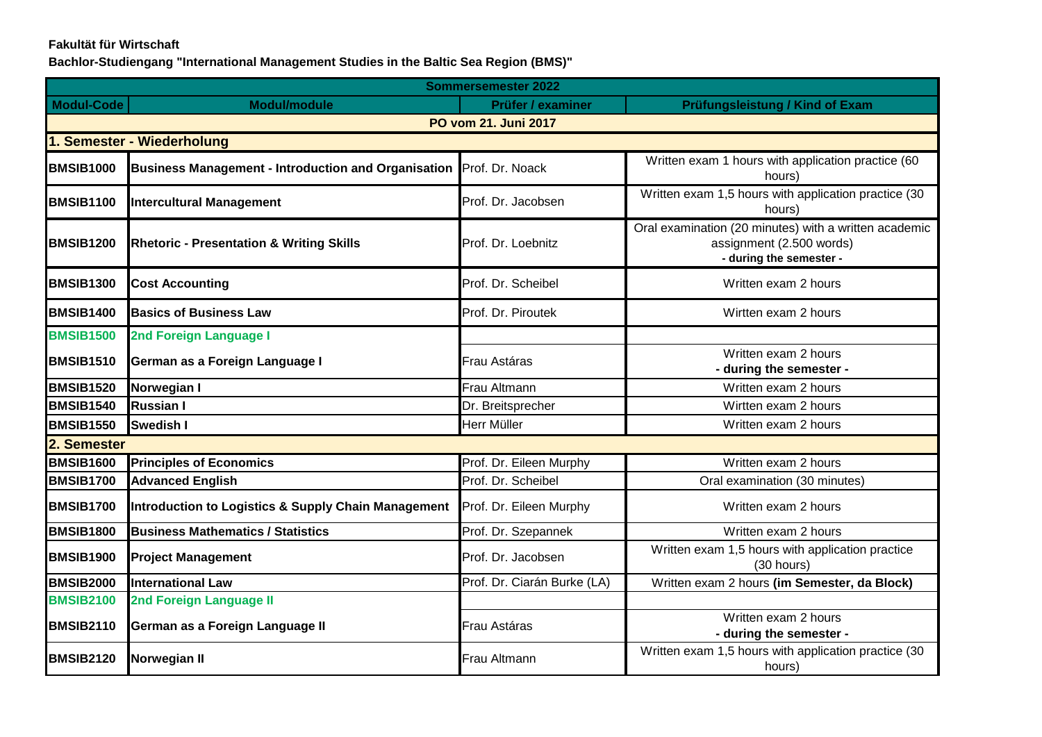**Fakultät für Wirtschaft**

**Bachlor-Studiengang "International Management Studies in the Baltic Sea Region (BMS)"**

| Sommersemester 2022 | | | |
|---|---|---|---|
| **Modul-Code** | **Modul/module** | **Prüfer / examiner** | **Prüfungsleistung / Kind of Exam** |
| **PO vom 21. Juni 2017** | | | |
| **1. Semester - Wiederholung** | | | |
| **BMSIB1000** | **Business Management - Introduction and Organisation** | Prof. Dr. Noack | Written exam 1 hours with application practice (60 hours) |
| **BMSIB1100** | **Intercultural Management** | Prof. Dr. Jacobsen | Written exam 1,5 hours with application practice (30 hours) |
| **BMSIB1200** | **Rhetoric - Presentation & Writing Skills** | Prof. Dr. Loebnitz | Oral examination (20 minutes) with a written academic assignment (2.500 words) **- during the semester -** |
| **BMSIB1300** | **Cost Accounting** | Prof. Dr. Scheibel | Written exam 2 hours |
| **BMSIB1400** | **Basics of Business Law** | Prof. Dr. Piroutek | Wirtten exam 2 hours |
| **BMSIB1500** | **2nd Foreign Language I** | | |
| **BMSIB1510** | **German as a Foreign Language I** | Frau Astáras | Written exam 2 hours **- during the semester -** |
| **BMSIB1520** | **Norwegian I** | Frau Altmann | Written exam 2 hours |
| **BMSIB1540** | **Russian I** | Dr. Breitsprecher | Written exam 2 hours |
| **BMSIB1550** | **Swedish I** | Herr Müller | Written exam 2 hours |
| **2. Semester** | | | |
| **BMSIB1600** | **Principles of Economics** | Prof. Dr. Eileen Murphy | Written exam 2 hours |
| **BMSIB1700** | **Advanced English** | Prof. Dr. Scheibel | Oral examination (30 minutes) |
| **BMSIB1700** | **Introduction to Logistics & Supply Chain Management** | Prof. Dr. Eileen Murphy | Written exam 2 hours |
| **BMSIB1800** | **Business Mathematics / Statistics** | Prof. Dr. Szepannek | Written exam 2 hours |
| **BMSIB1900** | **Project Management** | Prof. Dr. Jacobsen | Written exam 1,5 hours with application practice (30 hours) |
| **BMSIB2000** | **International Law** | Prof. Dr. Ciarán Burke (LA) | Written exam 2 hours **(im Semester, da Block)** |
| **BMSIB2100** | **2nd Foreign Language II** | | |
| **BMSIB2110** | **German as a Foreign Language II** | Frau Astáras | Written exam 2 hours **- during the semester -** |
| **BMSIB2120** | **Norwegian II** | Frau Altmann | Written exam 1,5 hours with application practice (30 hours) |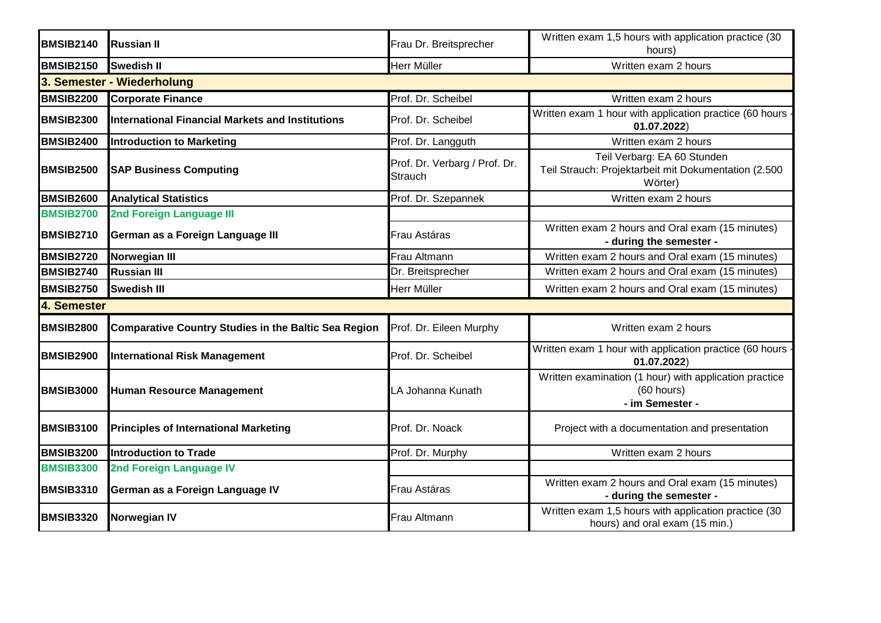| | | | |
|---|---|---|---|
| **BMSIB2140** | **Russian II** | Frau Dr. Breitsprecher | Written exam 1,5 hours with application practice (30 hours) |
| **BMSIB2150** | **Swedish II** | Herr Müller | Written exam 2 hours |
| **3. Semester - Wiederholung** | | | |
| **BMSIB2200** | **Corporate Finance** | Prof. Dr. Scheibel | Written exam 2 hours |
| **BMSIB2300** | **International Financial Markets and Institutions** | Prof. Dr. Scheibel | Written exam 1 hour with application practice (60 hours - **01.07.2022**) |
| **BMSIB2400** | **Introduction to Marketing** | Prof. Dr. Langguth | Written exam 2 hours |
| **BMSIB2500** | **SAP Business Computing** | Prof. Dr. Verbarg / Prof. Dr. Strauch | Teil Verbarg: EA 60 Stunden<br>Teil Strauch: Projektarbeit mit Dokumentation (2.500 Wörter) |
| **BMSIB2600** | **Analytical Statistics** | Prof. Dr. Szepannek | Written exam 2 hours |
| **BMSIB2700** | **2nd Foreign Language III** | | |
| **BMSIB2710** | **German as a Foreign Language III** | Frau Astáras | Written exam 2 hours and Oral exam (15 minutes)<br>**- during the semester -** |
| **BMSIB2720** | **Norwegian III** | Frau Altmann | Written exam 2 hours and Oral exam (15 minutes) |
| **BMSIB2740** | **Russian III** | Dr. Breitsprecher | Written exam 2 hours and Oral exam (15 minutes) |
| **BMSIB2750** | **Swedish III** | Herr Müller | Written exam 2 hours and Oral exam (15 minutes) |
| **4. Semester** | | | |
| **BMSIB2800** | **Comparative Country Studies in the Baltic Sea Region** | Prof. Dr. Eileen Murphy | Written exam 2 hours |
| **BMSIB2900** | **International Risk Management** | Prof. Dr. Scheibel | Written exam 1 hour with application practice (60 hours - **01.07.2022**) |
| **BMSIB3000** | **Human Resource Management** | LA Johanna Kunath | Written examination (1 hour) with application practice (60 hours)<br>**- im Semester -** |
| **BMSIB3100** | **Principles of International Marketing** | Prof. Dr. Noack | Project with a documentation and presentation |
| **BMSIB3200** | **Introduction to Trade** | Prof. Dr. Murphy | Written exam 2 hours |
| **BMSIB3300** | **2nd Foreign Language IV** | | |
| **BMSIB3310** | **German as a Foreign Language IV** | Frau Astáras | Written exam 2 hours and Oral exam (15 minutes)<br>**- during the semester -** |
| **BMSIB3320** | **Norwegian IV** | Frau Altmann | Written exam 1,5 hours with application practice (30 hours) and oral exam (15 min.) |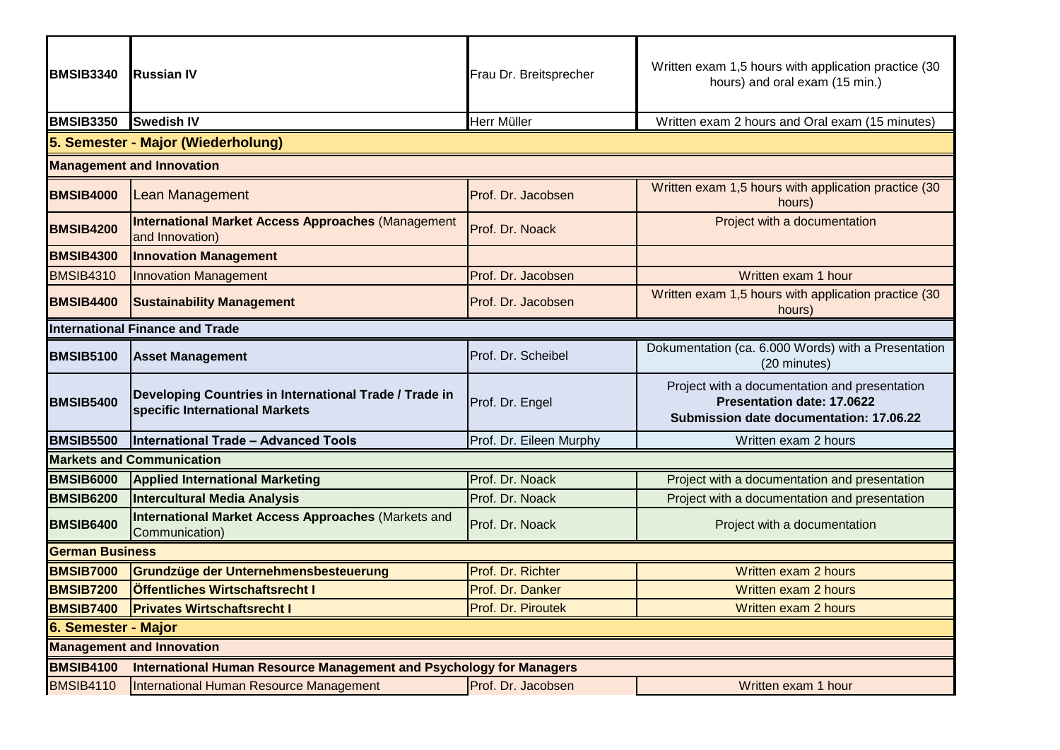| | | | |
|---|---|---|---|
| **BMSIB3340** | **Russian IV** | Frau Dr. Breitsprecher | Written exam 1,5 hours with application practice (30 hours) and oral exam (15 min.) |
| **BMSIB3350** | **Swedish IV** | Herr Müller | Written exam 2 hours and Oral exam (15 minutes) |
| **5. Semester - Major (Wiederholung)** | | | |
| **Management and Innovation** | | | |
| **BMSIB4000** | Lean Management | Prof. Dr. Jacobsen | Written exam 1,5 hours with application practice (30 hours) |
| **BMSIB4200** | **International Market Access Approaches** (Management and Innovation) | Prof. Dr. Noack | Project with a documentation |
| **BMSIB4300** | **Innovation Management** | | |
| BMSIB4310 | Innovation Management | Prof. Dr. Jacobsen | Written exam 1 hour |
| **BMSIB4400** | **Sustainability Management** | Prof. Dr. Jacobsen | Written exam 1,5 hours with application practice (30 hours) |
| **International Finance and Trade** | | | |
| **BMSIB5100** | **Asset Management** | Prof. Dr. Scheibel | Dokumentation (ca. 6.000 Words) with a Presentation (20 minutes) |
| **BMSIB5400** | **Developing Countries in International Trade / Trade in specific International Markets** | Prof. Dr. Engel | Project with a documentation and presentation **Presentation date: 17.0622** **Submission date documentation: 17.06.22** |
| **BMSIB5500** | **International Trade – Advanced Tools** | Prof. Dr. Eileen Murphy | Written exam 2 hours |
| **Markets and Communication** | | | |
| **BMSIB6000** | **Applied International Marketing** | Prof. Dr. Noack | Project with a documentation and presentation |
| **BMSIB6200** | **Intercultural Media Analysis** | Prof. Dr. Noack | Project with a documentation and presentation |
| **BMSIB6400** | **International Market Access Approaches** (Markets and Communication) | Prof. Dr. Noack | Project with a documentation |
| **German Business** | | | |
| **BMSIB7000** | **Grundzüge der Unternehmensbesteuerung** | Prof. Dr. Richter | Written exam 2 hours |
| **BMSIB7200** | **Öffentliches Wirtschaftsrecht I** | Prof. Dr. Danker | Written exam 2 hours |
| **BMSIB7400** | **Privates Wirtschaftsrecht I** | Prof. Dr. Piroutek | Written exam 2 hours |
| **6. Semester - Major** | | | |
| **Management and Innovation** | | | |
| **BMSIB4100** | **International Human Resource Management and Psychology for Managers** | | |
| BMSIB4110 | International Human Resource Management | Prof. Dr. Jacobsen | Written exam 1 hour |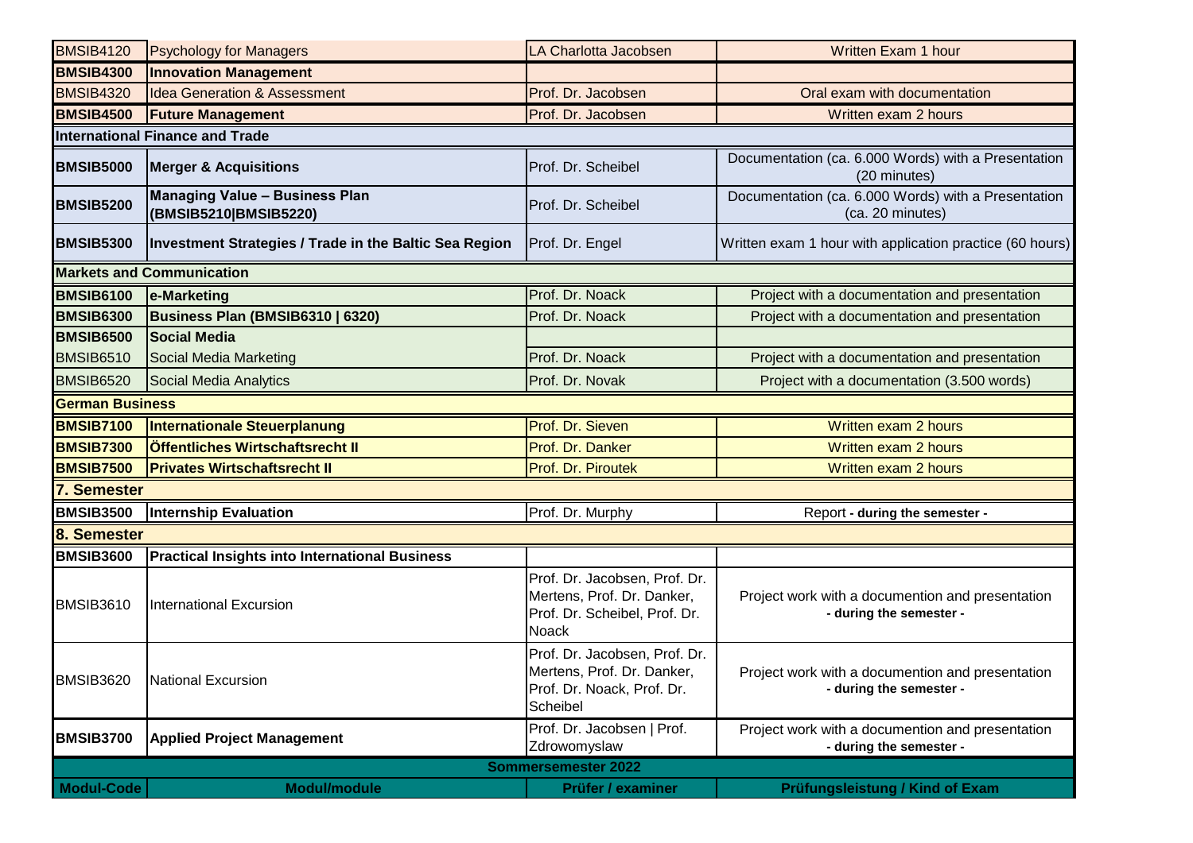| Modul-Code | Modul/module | Prüfer / examiner | Prüfungsleistung / Kind of Exam |
|---|---|---|---|
| BMSIB4120 | Psychology for Managers | LA Charlotta Jacobsen | Written Exam 1 hour |
| **BMSIB4300** | **Innovation Management** | | |
| BMSIB4320 | Idea Generation & Assessment | Prof. Dr. Jacobsen | Oral exam with documentation |
| **BMSIB4500** | **Future Management** | Prof. Dr. Jacobsen | Written exam 2 hours |
| **International Finance and Trade** | | | |
| **BMSIB5000** | **Merger & Acquisitions** | Prof. Dr. Scheibel | Documentation (ca. 6.000 Words) with a Presentation (20 minutes) |
| **BMSIB5200** | **Managing Value – Business Plan (BMSIB5210\|BMSIB5220)** | Prof. Dr. Scheibel | Documentation (ca. 6.000 Words) with a Presentation (ca. 20 minutes) |
| **BMSIB5300** | **Investment Strategies / Trade in the Baltic Sea Region** | Prof. Dr. Engel | Written exam 1 hour with application practice (60 hours) |
| **Markets and Communication** | | | |
| **BMSIB6100** | **e-Marketing** | Prof. Dr. Noack | Project with a documentation and presentation |
| **BMSIB6300** | **Business Plan (BMSIB6310 \| 6320)** | Prof. Dr. Noack | Project with a documentation and presentation |
| **BMSIB6500** | **Social Media** | | |
| BMSIB6510 | Social Media Marketing | Prof. Dr. Noack | Project with a documentation and presentation |
| BMSIB6520 | Social Media Analytics | Prof. Dr. Novak | Project with a documentation (3.500 words) |
| **German Business** | | | |
| **BMSIB7100** | **Internationale Steuerplanung** | Prof. Dr. Sieven | Written exam 2 hours |
| **BMSIB7300** | **Öffentliches Wirtschaftsrecht II** | Prof. Dr. Danker | Written exam 2 hours |
| **BMSIB7500** | **Privates Wirtschaftsrecht II** | Prof. Dr. Piroutek | Written exam 2 hours |
| **7. Semester** | | | |
| **BMSIB3500** | **Internship Evaluation** | Prof. Dr. Murphy | Report **- during the semester -** |
| **8. Semester** | | | |
| **BMSIB3600** | **Practical Insights into International Business** | | |
| BMSIB3610 | International Excursion | Prof. Dr. Jacobsen, Prof. Dr. Mertens, Prof. Dr. Danker, Prof. Dr. Scheibel, Prof. Dr. Noack | Project work with a documention and presentation **- during the semester -** |
| BMSIB3620 | National Excursion | Prof. Dr. Jacobsen, Prof. Dr. Mertens, Prof. Dr. Danker, Prof. Dr. Noack, Prof. Dr. Scheibel | Project work with a documention and presentation **- during the semester -** |
| **BMSIB3700** | **Applied Project Management** | Prof. Dr. Jacobsen \| Prof. Zdrowomyslaw | Project work with a documention and presentation **- during the semester -** |

**Sommersemester 2022**

| Modul-Code | Modul/module | Prüfer / examiner | Prüfungsleistung / Kind of Exam |
|---|---|---|---|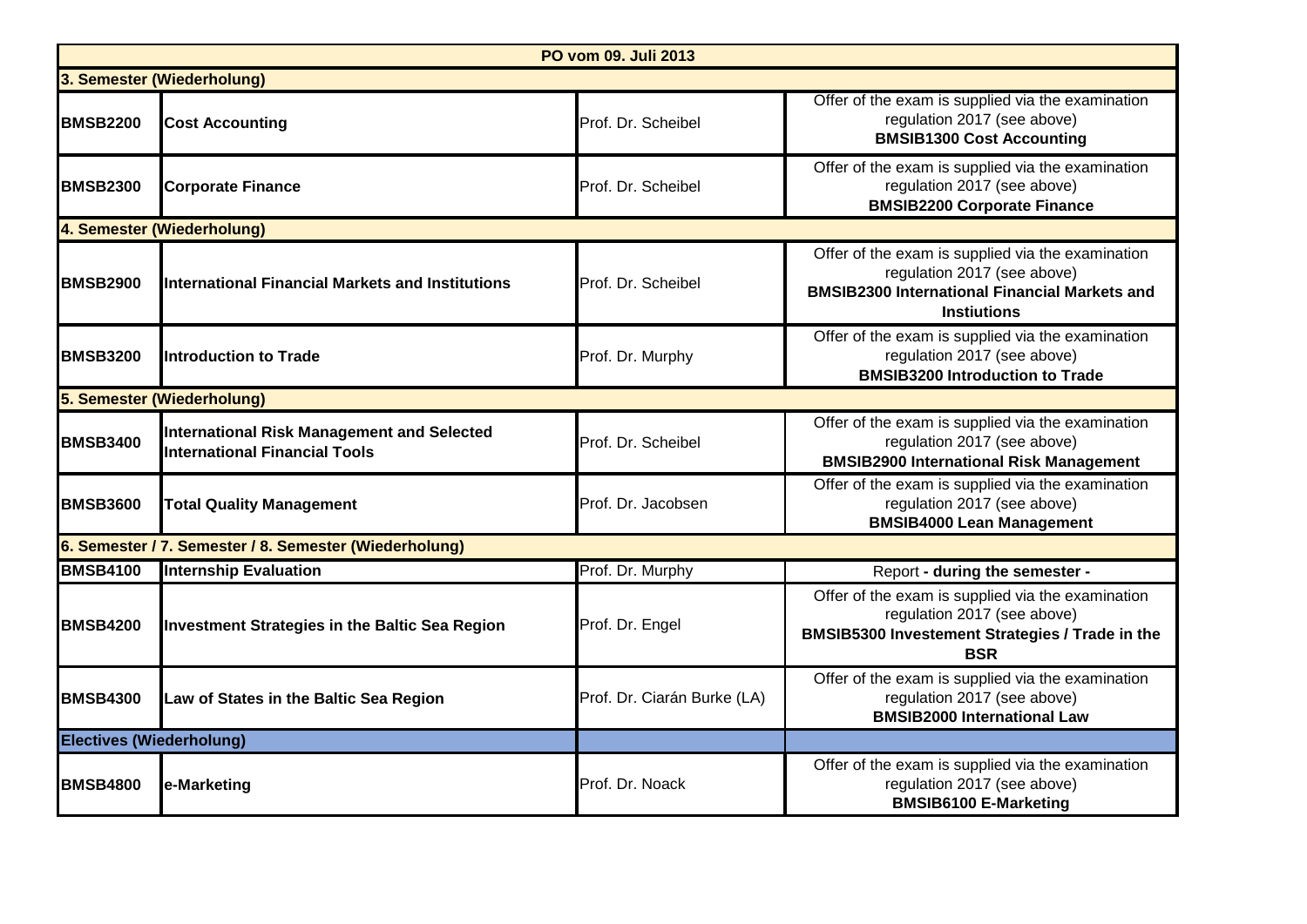| PO vom 09. Juli 2013 | | | |
|---|---|---|---|
| **3. Semester (Wiederholung)** | | | |
| **BMSB2200** | **Cost Accounting** | Prof. Dr. Scheibel | Offer of the exam is supplied via the examination regulation 2017 (see above) **BMSIB1300 Cost Accounting** |
| **BMSB2300** | **Corporate Finance** | Prof. Dr. Scheibel | Offer of the exam is supplied via the examination regulation 2017 (see above) **BMSIB2200 Corporate Finance** |
| **4. Semester (Wiederholung)** | | | |
| **BMSB2900** | **International Financial Markets and Institutions** | Prof. Dr. Scheibel | Offer of the exam is supplied via the examination regulation 2017 (see above) **BMSIB2300 International Financial Markets and Instiutions** |
| **BMSB3200** | **Introduction to Trade** | Prof. Dr. Murphy | Offer of the exam is supplied via the examination regulation 2017 (see above) **BMSIB3200 Introduction to Trade** |
| **5. Semester (Wiederholung)** | | | |
| **BMSB3400** | **International Risk Management and Selected International Financial Tools** | Prof. Dr. Scheibel | Offer of the exam is supplied via the examination regulation 2017 (see above) **BMSIB2900 International Risk Management** |
| **BMSB3600** | **Total Quality Management** | Prof. Dr. Jacobsen | Offer of the exam is supplied via the examination regulation 2017 (see above) **BMSIB4000 Lean Management** |
| **6. Semester / 7. Semester / 8. Semester (Wiederholung)** | | | |
| **BMSB4100** | **Internship Evaluation** | Prof. Dr. Murphy | Report **- during the semester -** |
| **BMSB4200** | **Investment Strategies in the Baltic Sea Region** | Prof. Dr. Engel | Offer of the exam is supplied via the examination regulation 2017 (see above) **BMSIB5300 Investement Strategies / Trade in the BSR** |
| **BMSB4300** | **Law of States in the Baltic Sea Region** | Prof. Dr. Ciarán Burke (LA) | Offer of the exam is supplied via the examination regulation 2017 (see above) **BMSIB2000 International Law** |
| **Electives (Wiederholung)** | | | |
| **BMSB4800** | **e-Marketing** | Prof. Dr. Noack | Offer of the exam is supplied via the examination regulation 2017 (see above) **BMSIB6100 E-Marketing** |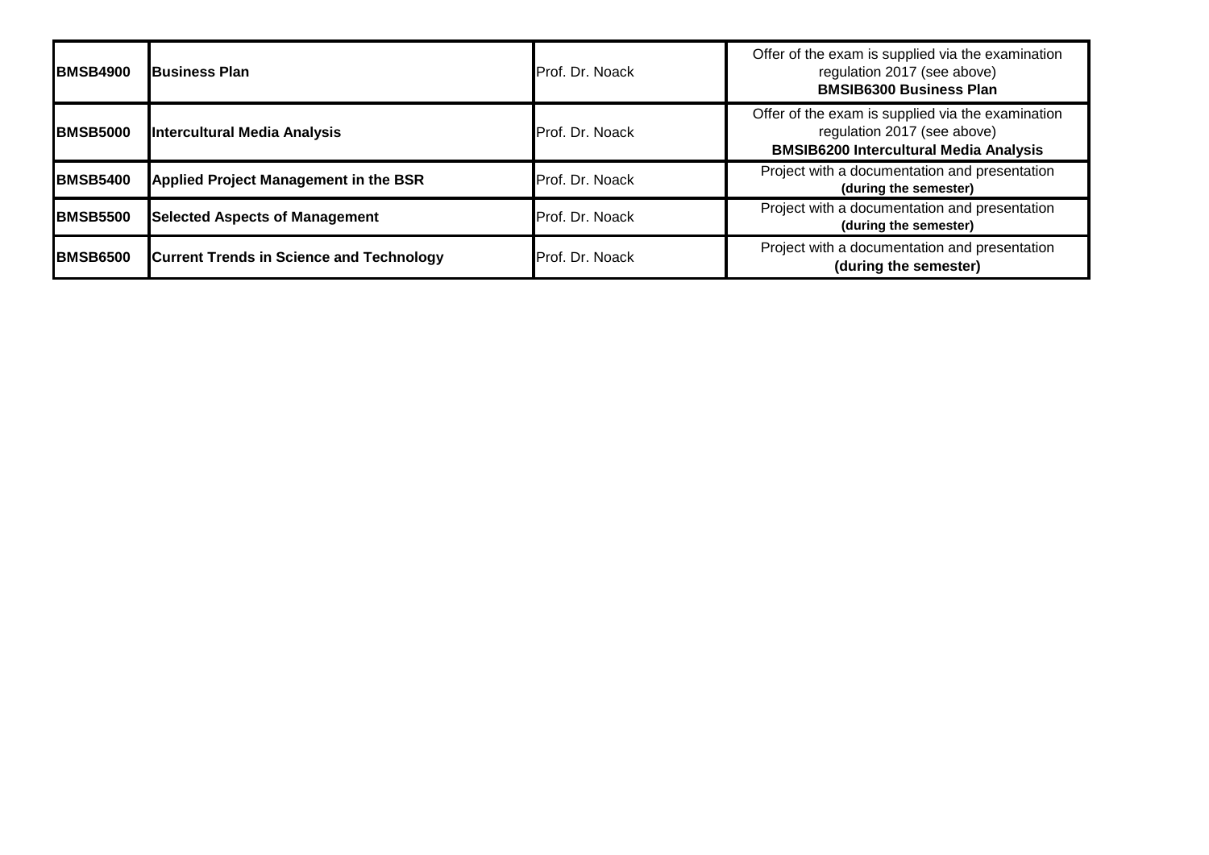| | | | |
|---|---|---|---|
| **BMSB4900** | **Business Plan** | Prof. Dr. Noack | Offer of the exam is supplied via the examination regulation 2017 (see above) **BMSIB6300 Business Plan** |
| **BMSB5000** | **Intercultural Media Analysis** | Prof. Dr. Noack | Offer of the exam is supplied via the examination regulation 2017 (see above) **BMSIB6200 Intercultural Media Analysis** |
| **BMSB5400** | **Applied Project Management in the BSR** | Prof. Dr. Noack | Project with a documentation and presentation **(during the semester)** |
| **BMSB5500** | **Selected Aspects of Management** | Prof. Dr. Noack | Project with a documentation and presentation **(during the semester)** |
| **BMSB6500** | **Current Trends in Science and Technology** | Prof. Dr. Noack | Project with a documentation and presentation **(during the semester)** |